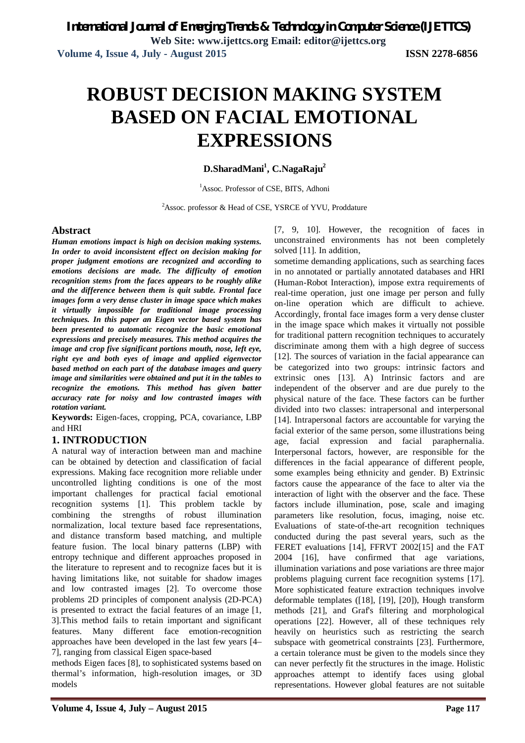# ROBUST DECISION MAKING SYSTEM BASED ON FACIAL EMOTIONAL EXPRESSIONS

**D.SharadMani[1], C.NagaRaju[2]**

[1]Assoc. Professor of CSE, BITS, Adhoni

[2]Assoc. professor & Head of CSE, YSRCE of YVU, Proddature

## Abstract

***Human emotions impact is high on decision making systems. In order to avoid inconsistent effect on decision making for proper judgment emotions are recognized and according to emotions decisions are made. The difficulty of emotion recognition stems from the faces appears to be roughly alike and the difference between them is quit subtle. Frontal face images form a very dense cluster in image space which makes it virtually impossible for traditional image processing techniques. In this paper an Eigen vector based system has been presented to automatic recognize the basic emotional expressions and precisely measures. This method acquires the image and crop five significant portions mouth, nose, left eye, right eye and both eyes of image and applied eigenvector based method on each part of the database images and query image and similarities were obtained and put it in the tables to recognize the emotions. This method has given batter accuracy rate for noisy and low contrasted images with rotation variant.***

**Keywords:** Eigen-faces, cropping, PCA, covariance, LBP and HRI

## 1. INTRODUCTION

A natural way of interaction between man and machine can be obtained by detection and classification of facial expressions. Making face recognition more reliable under uncontrolled lighting conditions is one of the most important challenges for practical facial emotional recognition systems [1]. This problem tackle by combining the strengths of robust illumination normalization, local texture based face representations, and distance transform based matching, and multiple feature fusion. The local binary patterns (LBP) with entropy technique and different approaches proposed in the literature to represent and to recognize faces but it is having limitations like, not suitable for shadow images and low contrasted images [2]. To overcome those problems 2D principles of component analysis (2D-PCA) is presented to extract the facial features of an image [1, 3].This method fails to retain important and significant features. Many different face emotion-recognition approaches have been developed in the last few years [4–7], ranging from classical Eigen space-based methods Eigen faces [8], to sophisticated systems based on thermal's information, high-resolution images, or 3D models [7, 9, 10]. However, the recognition of faces in unconstrained environments has not been completely solved [11]. In addition, sometime demanding applications, such as searching faces in no annotated or partially annotated databases and HRI (Human-Robot Interaction), impose extra requirements of real-time operation, just one image per person and fully on-line operation which are difficult to achieve. Accordingly, frontal face images form a very dense cluster in the image space which makes it virtually not possible for traditional pattern recognition techniques to accurately discriminate among them with a high degree of success [12]. The sources of variation in the facial appearance can be categorized into two groups: intrinsic factors and extrinsic ones [13]. A) Intrinsic factors and are independent of the observer and are due purely to the physical nature of the face. These factors can be further divided into two classes: intrapersonal and interpersonal [14]. Intrapersonal factors are accountable for varying the facial exterior of the same person, some illustrations being age, facial expression and facial paraphernalia. Interpersonal factors, however, are responsible for the differences in the facial appearance of different people, some examples being ethnicity and gender. B) Extrinsic factors cause the appearance of the face to alter via the interaction of light with the observer and the face. These factors include illumination, pose, scale and imaging parameters like resolution, focus, imaging, noise etc. Evaluations of state-of-the-art recognition techniques conducted during the past several years, such as the FERET evaluations [14], FFRVT 2002[15] and the FAT 2004 [16], have confirmed that age variations, illumination variations and pose variations are three major problems plaguing current face recognition systems [17]. More sophisticated feature extraction techniques involve deformable templates ([18], [19], [20]), Hough transform methods [21], and Graf's filtering and morphological operations [22]. However, all of these techniques rely heavily on heuristics such as restricting the search subspace with geometrical constraints [23]. Furthermore, a certain tolerance must be given to the models since they can never perfectly fit the structures in the image. Holistic approaches attempt to identify faces using global representations. However global features are not suitable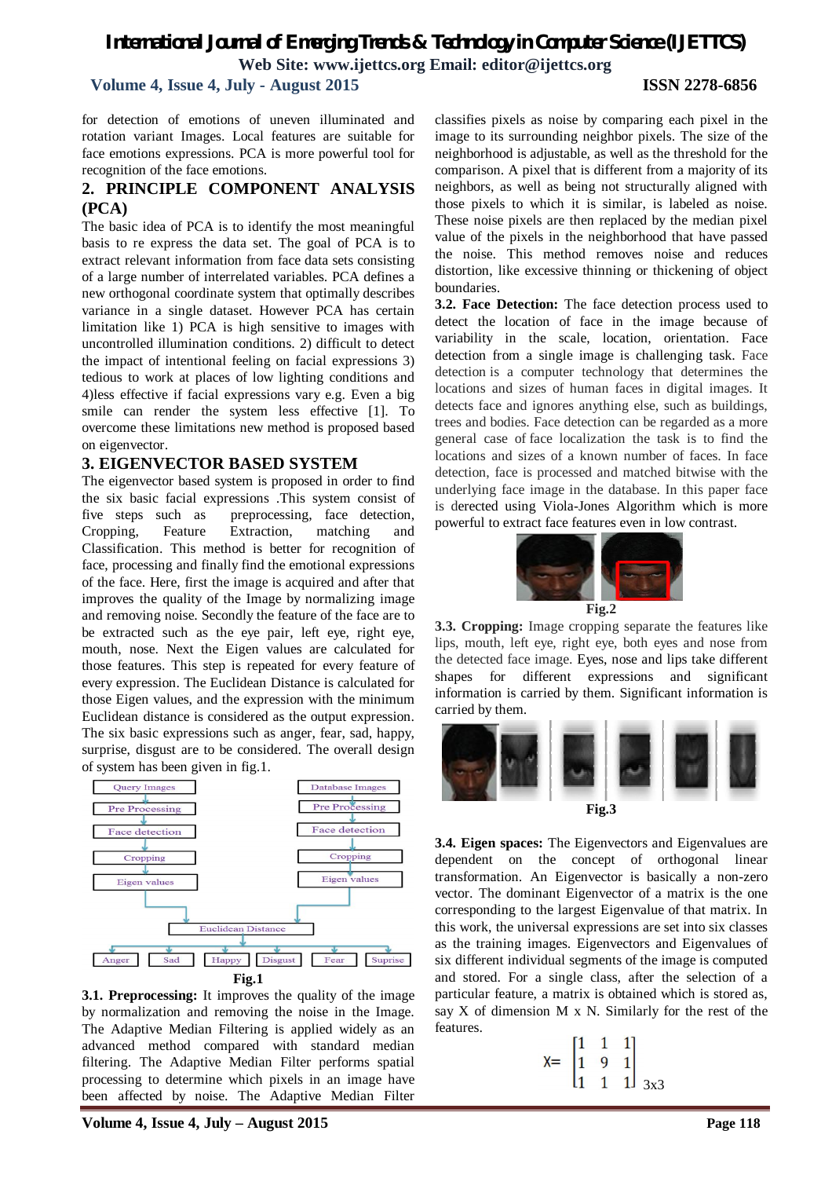for detection of emotions of uneven illuminated and rotation variant Images. Local features are suitable for face emotions expressions. PCA is more powerful tool for recognition of the face emotions.

## 2. PRINCIPLE COMPONENT ANALYSIS (PCA)

The basic idea of PCA is to identify the most meaningful basis to re express the data set. The goal of PCA is to extract relevant information from face data sets consisting of a large number of interrelated variables. PCA defines a new orthogonal coordinate system that optimally describes variance in a single dataset. However PCA has certain limitation like 1) PCA is high sensitive to images with uncontrolled illumination conditions. 2) difficult to detect the impact of intentional feeling on facial expressions 3) tedious to work at places of low lighting conditions and 4)less effective if facial expressions vary e.g. Even a big smile can render the system less effective [1]. To overcome these limitations new method is proposed based on eigenvector.

## 3. EIGENVECTOR BASED SYSTEM

The eigenvector based system is proposed in order to find the six basic facial expressions .This system consist of five steps such as preprocessing, face detection, Cropping, Feature Extraction, matching and Classification. This method is better for recognition of face, processing and finally find the emotional expressions of the face. Here, first the image is acquired and after that improves the quality of the Image by normalizing image and removing noise. Secondly the feature of the face are to be extracted such as the eye pair, left eye, right eye, mouth, nose. Next the Eigen values are calculated for those features. This step is repeated for every feature of every expression. The Euclidean Distance is calculated for those Eigen values, and the expression with the minimum Euclidean distance is considered as the output expression. The six basic expressions such as anger, fear, sad, happy, surprise, disgust are to be considered. The overall design of system has been given in fig.1.

Query Images → Pre Processing → Face detection → Cropping → Eigen values

Database Images → Pre Processing → Face detection → Cropping → Eigen values

Euclidean Distance → Anger | Sad | Happy | Disgust | Fear | Suprise

**Fig.1**

**3.1. Preprocessing:** It improves the quality of the image by normalization and removing the noise in the Image. The Adaptive Median Filtering is applied widely as an advanced method compared with standard median filtering. The Adaptive Median Filter performs spatial processing to determine which pixels in an image have been affected by noise. The Adaptive Median Filter classifies pixels as noise by comparing each pixel in the image to its surrounding neighbor pixels. The size of the neighborhood is adjustable, as well as the threshold for the comparison. A pixel that is different from a majority of its neighbors, as well as being not structurally aligned with those pixels to which it is similar, is labeled as noise. These noise pixels are then replaced by the median pixel value of the pixels in the neighborhood that have passed the noise. This method removes noise and reduces distortion, like excessive thinning or thickening of object boundaries.

**3.2. Face Detection:** The face detection process used to detect the location of face in the image because of variability in the scale, location, orientation. Face detection from a single image is challenging task. Face detection is a computer technology that determines the locations and sizes of human faces in digital images. It detects face and ignores anything else, such as buildings, trees and bodies. Face detection can be regarded as a more general case of face localization the task is to find the locations and sizes of a known number of faces. In face detection, face is processed and matched bitwise with the underlying face image in the database. In this paper face is derected using Viola-Jones Algorithm which is more powerful to extract face features even in low contrast.

**Fig.2**

**3.3. Cropping:** Image cropping separate the features like lips, mouth, left eye, right eye, both eyes and nose from the detected face image. Eyes, nose and lips take different shapes for different expressions and significant information is carried by them. Significant information is carried by them.

**Fig.3**

**3.4. Eigen spaces:** The Eigenvectors and Eigenvalues are dependent on the concept of orthogonal linear transformation. An Eigenvector is basically a non-zero vector. The dominant Eigenvector of a matrix is the one corresponding to the largest Eigenvalue of that matrix. In this work, the universal expressions are set into six classes as the training images. Eigenvectors and Eigenvalues of six different individual segments of the image is computed and stored. For a single class, after the selection of a particular feature, a matrix is obtained which is stored as, say X of dimension M x N. Similarly for the rest of the features.

$$X= \begin{bmatrix} 1 & 1 & 1 \\ 1 & 9 & 1 \\ 1 & 1 & 1 \end{bmatrix}_{3x3}$$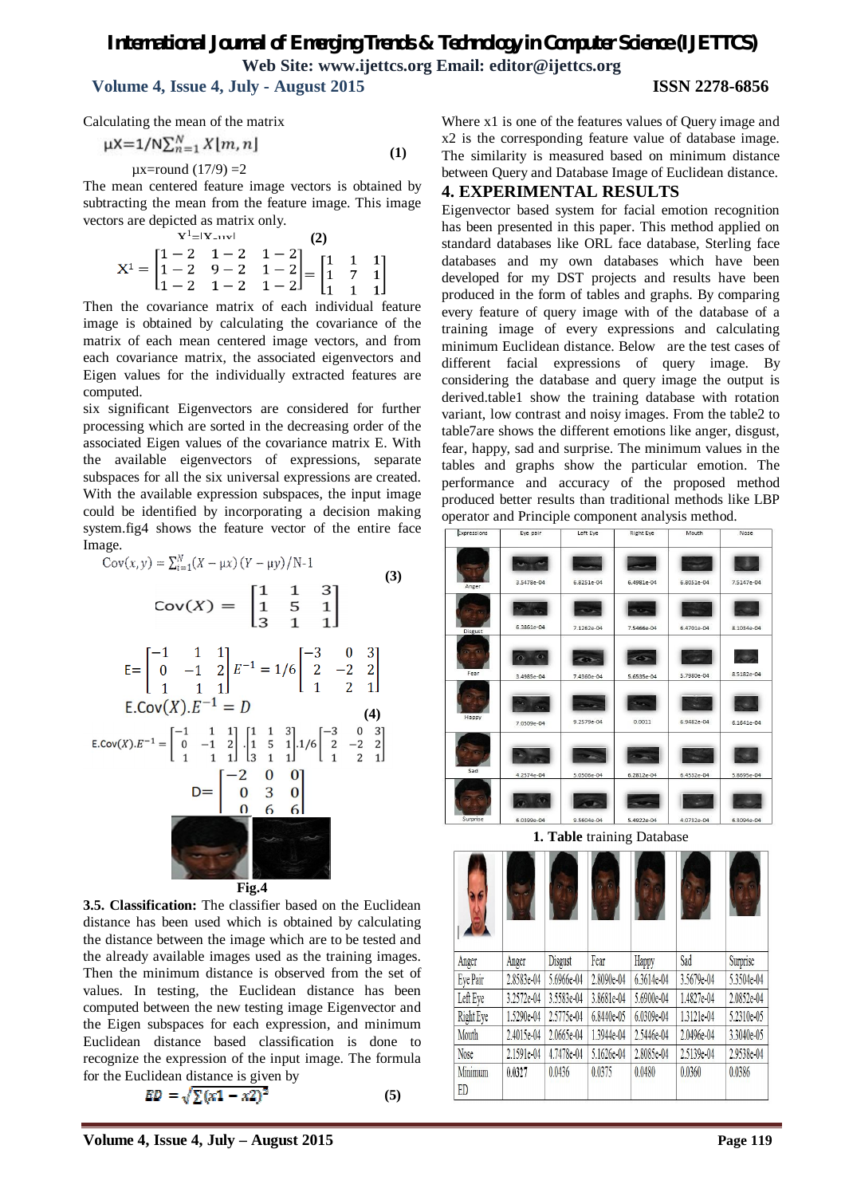Calculating the mean of the matrix

$$\mu X=1/N\sum_{n=1}^{N} X[m,n] \quad (1)$$

$\mu x$=round (17/9) =2

The mean centered feature image vectors is obtained by subtracting the mean from the feature image. This image vectors are depicted as matrix only.

$$X^1=|X-\mu x| \quad (2)$$

$$X^1 = \begin{bmatrix} 1-2 & 1-2 & 1-2 \\ 1-2 & 9-2 & 1-2 \\ 1-2 & 1-2 & 1-2 \end{bmatrix} = \begin{bmatrix} 1 & 1 & 1 \\ 1 & 7 & 1 \\ 1 & 1 & 1 \end{bmatrix}$$

Then the covariance matrix of each individual feature image is obtained by calculating the covariance of the matrix of each mean centered image vectors, and from each covariance matrix, the associated eigenvectors and Eigen values for the individually extracted features are computed.

six significant Eigenvectors are considered for further processing which are sorted in the decreasing order of the associated Eigen values of the covariance matrix E. With the available eigenvectors of expressions, separate subspaces for all the six universal expressions are created. With the available expression subspaces, the input image could be identified by incorporating a decision making system.fig4 shows the feature vector of the entire face Image.

$$Cov(x,y) = \sum_{i=1}^{N}(X-\mu x)(Y-\mu y)/N\text{-}1 \quad (3)$$

$$Cov(X) = \begin{bmatrix} 1 & 1 & 3 \\ 1 & 5 & 1 \\ 3 & 1 & 1 \end{bmatrix}$$

$$E=\begin{bmatrix} -1 & 1 & 1 \\ 0 & -1 & 2 \\ 1 & 1 & 1 \end{bmatrix} E^{-1} = 1/6 \begin{bmatrix} -3 & 0 & 3 \\ 2 & -2 & 2 \\ 1 & 2 & 1 \end{bmatrix}$$

$$E.Cov(X).E^{-1} = D \quad (4)$$

$$E.Cov(X).E^{-1} = \begin{bmatrix} -1 & 1 & 1 \\ 0 & -1 & 2 \\ 1 & 1 & 1 \end{bmatrix} . \begin{bmatrix} 1 & 1 & 3 \\ 1 & 5 & 1 \\ 3 & 1 & 1 \end{bmatrix} .1/6 \begin{bmatrix} -3 & 0 & 3 \\ 2 & -2 & 2 \\ 1 & 2 & 1 \end{bmatrix}$$

$$D=\begin{bmatrix} -2 & 0 & 0 \\ 0 & 3 & 0 \\ 0 & 6 & 6 \end{bmatrix}$$

**Fig.4**

**3.5. Classification:** The classifier based on the Euclidean distance has been used which is obtained by calculating the distance between the image which are to be tested and the already available images used as the training images. Then the minimum distance is observed from the set of values. In testing, the Euclidean distance has been computed between the new testing image Eigenvector and the Eigen subspaces for each expression, and minimum Euclidean distance based classification is done to recognize the expression of the input image. The formula for the Euclidean distance is given by

$$ED = \sqrt{\sum(x1-x2)^2} \quad (5)$$

Where x1 is one of the features values of Query image and x2 is the corresponding feature value of database image. The similarity is measured based on minimum distance between Query and Database Image of Euclidean distance.

## 4. EXPERIMENTAL RESULTS

Eigenvector based system for facial emotion recognition has been presented in this paper. This method applied on standard databases like ORL face database, Sterling face databases and my own databases which have been developed for my DST projects and results have been produced in the form of tables and graphs. By comparing every feature of query image with of the database of a training image of every expressions and calculating minimum Euclidean distance. Below are the test cases of different facial expressions of query image. By considering the database and query image the output is derived.table1 show the training database with rotation variant, low contrast and noisy images. From the table2 to table7are shows the different emotions like anger, disgust, fear, happy, sad and surprise. The minimum values in the tables and graphs show the particular emotion. The performance and accuracy of the proposed method produced better results than traditional methods like LBP operator and Principle component analysis method.

| Expressions | Eye pair | Left Eye | Right Eye | Mouth | Nose |
|---|---|---|---|---|---|
| Anger | 3.5478e-04 | 6.8251e-04 | 6.4981e-04 | 6.8031e-04 | 7.5147e-04 |
| Disgust | 6.3861e-04 | 7.1262e-04 | 7.5466e-04 | 6.4701e-04 | 8.1034e-04 |
| Fear | 3.4985e-04 | 7.4360e-04 | 5.6535e-04 | 5.7980e-04 | 8.5182e-04 |
| Happy | 7.0309e-04 | 9.2579e-04 | 0.0011 | 6.9482e-04 | 6.1641e-04 |
| Sad | 4.2574e-04 | 5.0506e-04 | 6.2812e-04 | 6.4532e-04 | 5.8695e-04 |
| Surprise | 6.0399e-04 | 9.5604e-04 | 5.4922e-04 | 4.0732e-04 | 6.3094e-04 |

**1. Table** training Database

| | | | | | | |
|---|---|---|---|---|---|---|
| Anger | Anger | Disgust | Fear | Happy | Sad | Surprise |
| Eye Pair | 2.8583e-04 | 5.6966e-04 | 2.8090e-04 | 6.3614e-04 | 3.5679e-04 | 5.3504e-04 |
| Left Eye | 3.2572e-04 | 3.5583e-04 | 3.8681e-04 | 5.6900e-04 | 1.4827e-04 | 2.0852e-04 |
| Right Eye | 1.5290e-04 | 2.5775e-04 | 6.8440e-05 | 6.0309e-04 | 1.3121e-04 | 5.2310e-05 |
| Mouth | 2.4015e-04 | 2.0665e-04 | 1.3944e-04 | 2.5446e-04 | 2.0496e-04 | 3.3040e-05 |
| Nose | 2.1591e-04 | 4.7478e-04 | 5.1626e-04 | 2.8085e-04 | 2.5139e-04 | 2.9538e-04 |
| Minimum ED | 0.0327 | 0.0436 | 0.0375 | 0.0480 | 0.0360 | 0.0386 |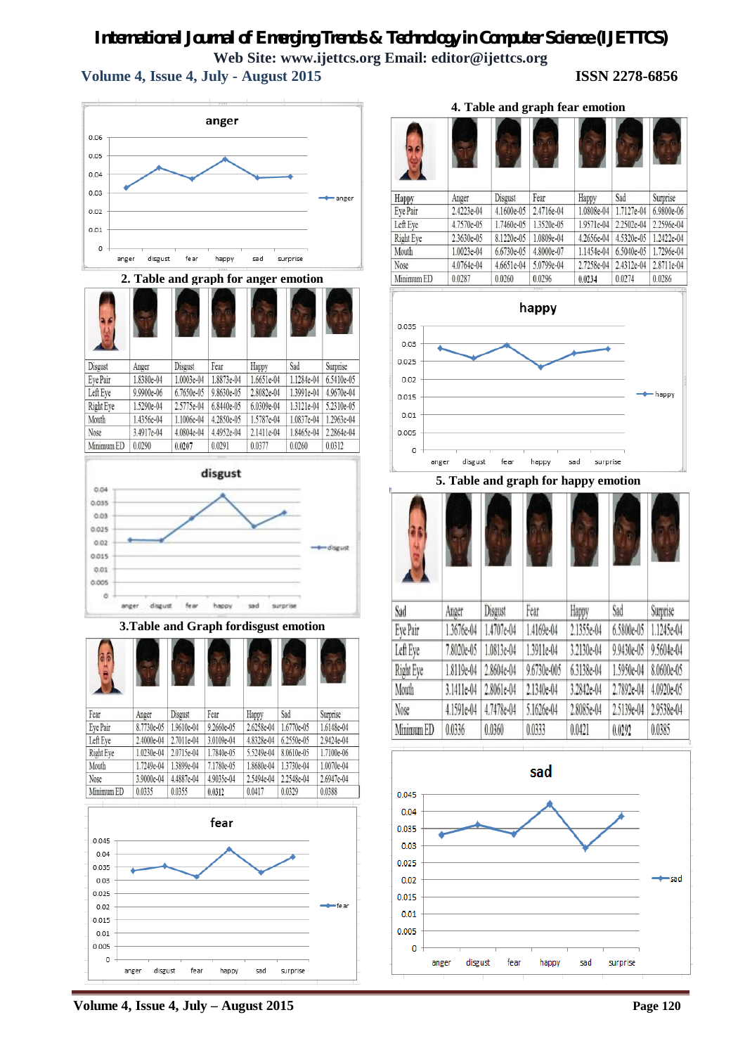## 2. Table and graph for anger emotion

| Disgust | Anger | Disgust | Fear | Happy | Sad | Surprise |
|---|---|---|---|---|---|---|
| Eye Pair | 1.8380e-04 | 1.0003e-04 | 1.8873e-04 | 1.6651e-04 | 1.1284e-04 | 6.5410e-05 |
| Left Eye | 9.9900e-06 | 6.7650e-05 | 9.8630e-05 | 2.8082e-04 | 1.3991e-04 | 4.9670e-04 |
| Right Eye | 1.5290e-04 | 2.5775e-04 | 6.8440e-05 | 6.0309e-04 | 1.3121e-04 | 5.2310e-05 |
| Mouth | 1.4356e-04 | 1.1006e-04 | 4.2850e-05 | 1.5787e-04 | 1.0837e-04 | 1.2963e-04 |
| Nose | 3.4917e-04 | 4.0804e-04 | 4.4952e-04 | 2.1411e-04 | 1.8465e-04 | 2.2864e-04 |
| Minimum ED | 0.0290 | 0.0207 | 0.0291 | 0.0377 | 0.0260 | 0.0312 |

## 3.Table and Graph fordisgust emotion

| Fear | Anger | Disgust | Fear | Happy | Sad | Surprise |
|---|---|---|---|---|---|---|
| Eye Pair | 8.7730e-05 | 1.9610e-04 | 9.2660e-05 | 2.6258e-04 | 1.6770e-05 | 1.6148e-04 |
| Left Eye | 2.4000e-04 | 2.7011e-04 | 3.0109e-04 | 4.8328e-04 | 6.2550e-05 | 2.9424e-04 |
| Right Eye | 1.0230e-04 | 2.0715e-04 | 1.7840e-05 | 5.5249e-04 | 8.0610e-05 | 1.7100e-06 |
| Mouth | 1.7249e-04 | 1.3899e-04 | 7.1780e-05 | 1.8680e-04 | 1.3730e-04 | 1.0070e-04 |
| Nose | 3.9000e-04 | 4.4887e-04 | 4.9035e-04 | 2.5494e-04 | 2.2548e-04 | 2.6947e-04 |
| Minimum ED | 0.0335 | 0.0355 | 0.0312 | 0.0417 | 0.0329 | 0.0388 |

## 4. Table and graph fear emotion

| Happy | Anger | Disgust | Fear | Happy | Sad | Surprise |
|---|---|---|---|---|---|---|
| Eye Pair | 2.4223e-04 | 4.1600e-05 | 2.4716e-04 | 1.0808e-04 | 1.7127e-04 | 6.9800e-06 |
| Left Eye | 4.7570e-05 | 1.7460e-05 | 1.3520e-05 | 1.9571e-04 | 2.2502e-04 | 2.2596e-04 |
| Right Eye | 2.3630e-05 | 8.1220e-05 | 1.0809e-04 | 4.2656e-04 | 4.5320e-05 | 1.2422e-04 |
| Mouth | 1.0023e-04 | 6.6730e-05 | 4.8000e-07 | 1.1454e-04 | 6.5040e-05 | 1.7296e-04 |
| Nose | 4.0764e-04 | 4.6651e-04 | 5.0799e-04 | 2.7258e-04 | 2.4312e-04 | 2.8711e-04 |
| Minimum ED | 0.0287 | 0.0260 | 0.0296 | 0.0234 | 0.0274 | 0.0286 |

## 5. Table and graph for happy emotion

| Sad | Anger | Disgust | Fear | Happy | Sad | Surprise |
|---|---|---|---|---|---|---|
| Eye Pair | 1.3676e-04 | 1.4707e-04 | 1.4169e-04 | 2.1555e-04 | 6.5800e-05 | 1.1245e-04 |
| Left Eye | 7.8020e-05 | 1.0813e-04 | 1.3911e-04 | 3.2130e-04 | 9.9430e-05 | 9.5604e-04 |
| Right Eye | 1.8119e-04 | 2.8604e-04 | 9.6730e-005 | 6.3138e-04 | 1.5950e-04 | 8.0600e-05 |
| Mouth | 3.1411e-04 | 2.8061e-04 | 2.1340e-04 | 3.2842e-04 | 2.7892e-04 | 4.0920e-05 |
| Nose | 4.1591e-04 | 4.7478e-04 | 5.1626e-04 | 2.8085e-04 | 2.5139e-04 | 2.9538e-04 |
| Minimum ED | 0.0336 | 0.0360 | 0.0333 | 0.0421 | 0.0292 | 0.0385 |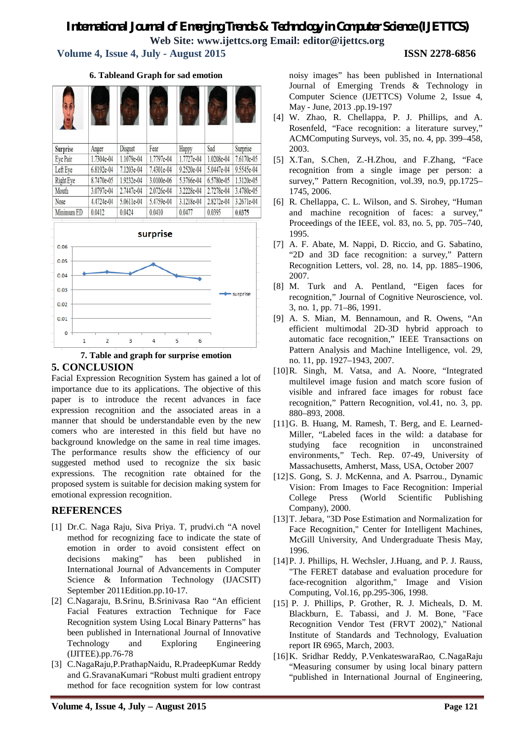6. Tableand Graph for sad emotion

| Surprise | Anger | Disgust | Fear | Happy | Sad | Surprise |
|---|---|---|---|---|---|---|
| Eye Pair | 1.7304e-04 | 1.1079e-04 | 1.7797e-04 | 1.7727e-04 | 1.0208e-04 | 7.6170e-05 |
| Left Eye | 6.8192e-04 | 7.1203e-04 | 7.4301e-04 | 9.2520e-04 | 5.0447e-04 | 9.5545e-04 |
| Right Eye | 8.7470e-05 | 1.9232e-04 | 3.0100e-06 | 5.3766e-04 | 6.5780e-05 | 1.3120e-05 |
| Mouth | 3.0797e-04 | 2.7447e-04 | 2.0726e-04 | 3.2228e-04 | 2.7278e-04 | 3.4780e-05 |
| Nose | 4.4724e-04 | 5.0611e-04 | 5.4759e-04 | 3.1218e-04 | 2.8272e-04 | 3.2671e-04 |
| Minimum ED | 0.0412 | 0.0424 | 0.0410 | 0.0477 | 0.0395 | 0.0375 |

7. Table and graph for surprise emotion

## 5. CONCLUSION

Facial Expression Recognition System has gained a lot of importance due to its applications. The objective of this paper is to introduce the recent advances in face expression recognition and the associated areas in a manner that should be understandable even by the new comers who are interested in this field but have no background knowledge on the same in real time images. The performance results show the efficiency of our suggested method used to recognize the six basic expressions. The recognition rate obtained for the proposed system is suitable for decision making system for emotional expression recognition.

## REFERENCES

[1] Dr.C. Naga Raju, Siva Priya. T, prudvi.ch "A novel method for recognizing face to indicate the state of emotion in order to avoid consistent effect on decisions making" has been published in International Journal of Advancements in Computer Science & Information Technology (IJACSIT) September 2011Edition.pp.10-17.

[2] C.Nagaraju, B.Srinu, B.Srinivasa Rao "An efficient Facial Features extraction Technique for Face Recognition system Using Local Binary Patterns" has been published in International Journal of Innovative Technology and Exploring Engineering (IJITEE).pp.76-78

[3] C.NagaRaju,P.PrathapNaidu, R.PradeepKumar Reddy and G.SravanaKumari "Robust multi gradient entropy method for face recognition system for low contrast noisy images" has been published in International Journal of Emerging Trends & Technology in Computer Science (IJETTCS) Volume 2, Issue 4, May - June, 2013 .pp.19-197

[4] W. Zhao, R. Chellappa, P. J. Phillips, and A. Rosenfeld, "Face recognition: a literature survey," ACMComputing Surveys, vol. 35, no. 4, pp. 399–458, 2003.

[5] X.Tan, S.Chen, Z.-H.Zhou, and F.Zhang, "Face recognition from a single image per person: a survey," Pattern Recognition, vol.39, no.9, pp.1725–1745, 2006.

[6] R. Chellappa, C. L. Wilson, and S. Sirohey, "Human and machine recognition of faces: a survey," Proceedings of the IEEE, vol. 83, no. 5, pp. 705–740, 1995.

[7] A. F. Abate, M. Nappi, D. Riccio, and G. Sabatino, "2D and 3D face recognition: a survey," Pattern Recognition Letters, vol. 28, no. 14, pp. 1885–1906, 2007.

[8] M. Turk and A. Pentland, "Eigen faces for recognition," Journal of Cognitive Neuroscience, vol. 3, no. 1, pp. 71–86, 1991.

[9] A. S. Mian, M. Bennamoun, and R. Owens, "An efficient multimodal 2D-3D hybrid approach to automatic face recognition," IEEE Transactions on Pattern Analysis and Machine Intelligence, vol. 29, no. 11, pp. 1927–1943, 2007.

[10] R. Singh, M. Vatsa, and A. Noore, "Integrated multilevel image fusion and match score fusion of visible and infrared face images for robust face recognition," Pattern Recognition, vol.41, no. 3, pp. 880–893, 2008.

[11] G. B. Huang, M. Ramesh, T. Berg, and E. Learned-Miller, "Labeled faces in the wild: a database for studying face recognition in unconstrained environments," Tech. Rep. 07-49, University of Massachusetts, Amherst, Mass, USA, October 2007

[12] S. Gong, S. J. McKenna, and A. Psarrou., Dynamic Vision: From Images to Face Recognition: Imperial College Press (World Scientific Publishing Company), 2000.

[13] T. Jebara, "3D Pose Estimation and Normalization for Face Recognition," Center for Intelligent Machines, McGill University, And Undergraduate Thesis May, 1996.

[14] P. J. Phillips, H. Wechsler, J.Huang, and P. J. Rauss, "The FERET database and evaluation procedure for face-recognition algorithm," Image and Vision Computing, Vol.16, pp.295-306, 1998.

[15] P. J. Phillips, P. Grother, R. J. Micheals, D. M. Blackburn, E. Tabassi, and J. M. Bone, "Face Recognition Vendor Test (FRVT 2002)," National Institute of Standards and Technology, Evaluation report IR 6965, March, 2003.

[16] K. Sridhar Reddy, P.VenkateswaraRao, C.NagaRaju "Measuring consumer by using local binary pattern "published in International Journal of Engineering,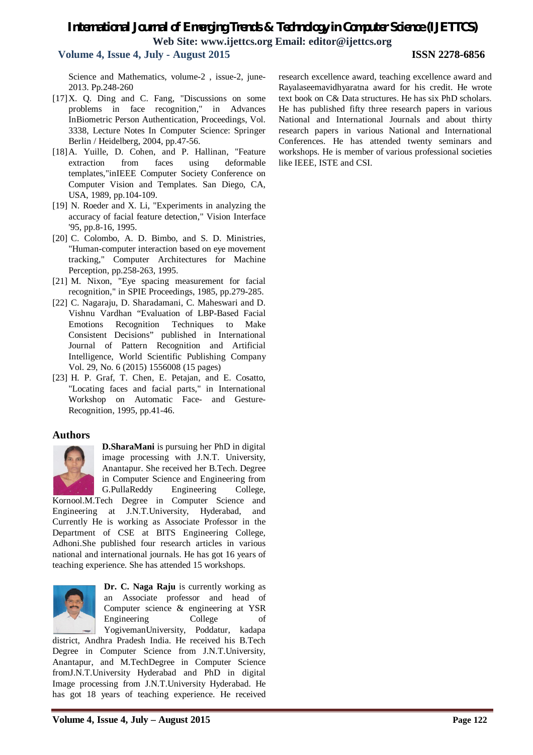Science and Mathematics, volume-2 , issue-2, june-2013. Pp.248-260

[17] X. Q. Ding and C. Fang, "Discussions on some problems in face recognition," in Advances InBiometric Person Authentication, Proceedings, Vol. 3338, Lecture Notes In Computer Science: Springer Berlin / Heidelberg, 2004, pp.47-56.

[18] A. Yuille, D. Cohen, and P. Hallinan, "Feature extraction from faces using deformable templates,"inIEEE Computer Society Conference on Computer Vision and Templates. San Diego, CA, USA, 1989, pp.104-109.

[19] N. Roeder and X. Li, "Experiments in analyzing the accuracy of facial feature detection," Vision Interface '95, pp.8-16, 1995.

[20] C. Colombo, A. D. Bimbo, and S. D. Ministries, "Human-computer interaction based on eye movement tracking," Computer Architectures for Machine Perception, pp.258-263, 1995.

[21] M. Nixon, "Eye spacing measurement for facial recognition," in SPIE Proceedings, 1985, pp.279-285.

[22] C. Nagaraju, D. Sharadamani, C. Maheswari and D. Vishnu Vardhan "Evaluation of LBP-Based Facial Emotions Recognition Techniques to Make Consistent Decisions" published in International Journal of Pattern Recognition and Artificial Intelligence, World Scientific Publishing Company Vol. 29, No. 6 (2015) 1556008 (15 pages)

[23] H. P. Graf, T. Chen, E. Petajan, and E. Cosatto, "Locating faces and facial parts," in International Workshop on Automatic Face- and Gesture-Recognition, 1995, pp.41-46.

## Authors

**D.SharaMani** is pursuing her PhD in digital image processing with J.N.T. University, Anantapur. She received her B.Tech. Degree in Computer Science and Engineering from G.PullaReddy Engineering College, Kornool.M.Tech Degree in Computer Science and Engineering at J.N.T.University, Hyderabad, and Currently He is working as Associate Professor in the Department of CSE at BITS Engineering College, Adhoni.She published four research articles in various national and international journals. He has got 16 years of teaching experience. She has attended 15 workshops.

**Dr. C. Naga Raju** is currently working as an Associate professor and head of Computer science & engineering at YSR Engineering College of YogivemanUniversity, Poddatur, kadapa district, Andhra Pradesh India. He received his B.Tech Degree in Computer Science from J.N.T.University, Anantapur, and M.TechDegree in Computer Science fromJ.N.T.University Hyderabad and PhD in digital Image processing from J.N.T.University Hyderabad. He has got 18 years of teaching experience. He received research excellence award, teaching excellence award and Rayalaseemavidhyaratna award for his credit. He wrote text book on C& Data structures. He has six PhD scholars. He has published fifty three research papers in various National and International Journals and about thirty research papers in various National and International Conferences. He has attended twenty seminars and workshops. He is member of various professional societies like IEEE, ISTE and CSI.